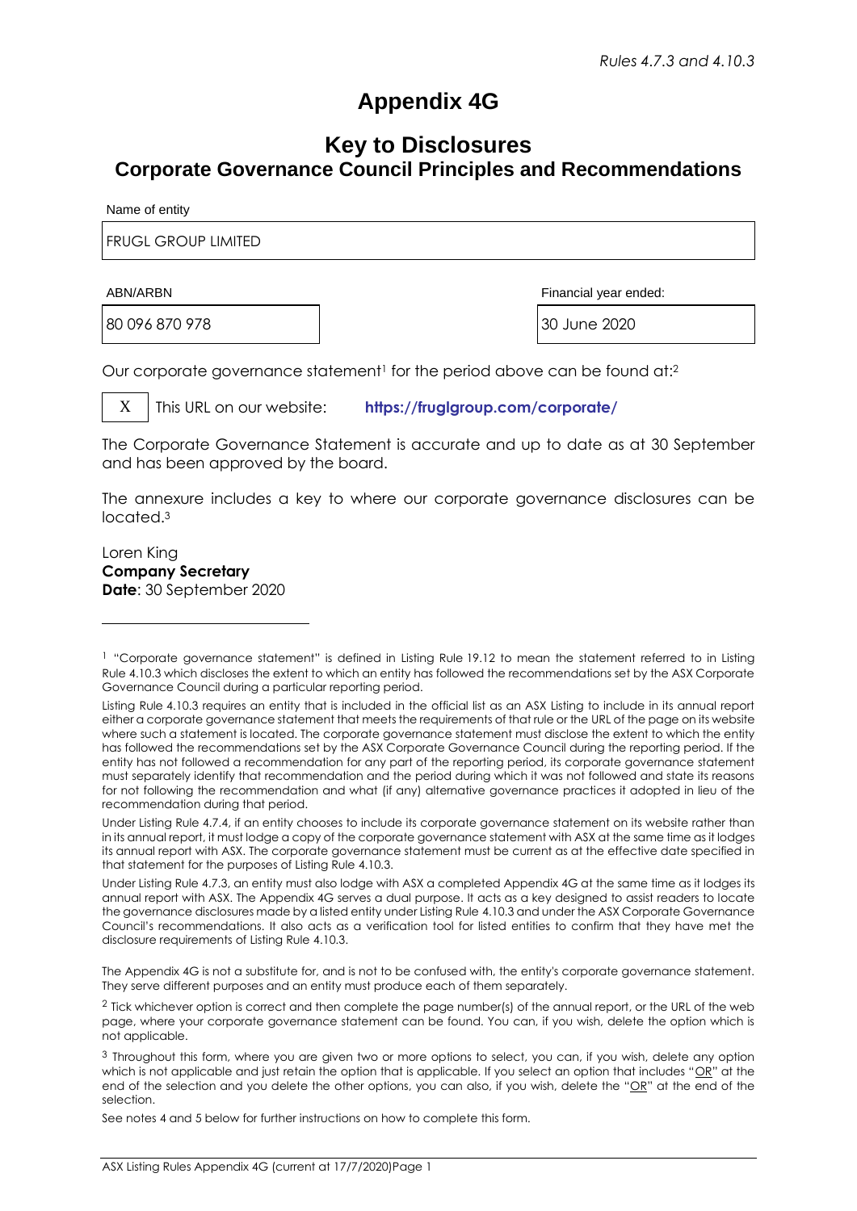*Rules 4.7.3 and 4.10.3*

# Appendix 4G

## Key to Disclosures
## Corporate Governance Council Principles and Recommendations

| Name of entity |
| --- |
| FRUGL GROUP LIMITED |

| ABN/ARBN | Financial year ended: |
| --- | --- |
| 80 096 870 978 | 30 June 2020 |

Our corporate governance statement[1] for the period above can be found at:[2]

| X | This URL on our website: **https://fruglgroup.com/corporate/** |
| --- | --- |

The Corporate Governance Statement is accurate and up to date as at 30 September and has been approved by the board.

The annexure includes a key to where our corporate governance disclosures can be located.[3]

Loren King
**Company Secretary**
**Date**: 30 September 2020

---

[1] "Corporate governance statement" is defined in Listing Rule 19.12 to mean the statement referred to in Listing Rule 4.10.3 which discloses the extent to which an entity has followed the recommendations set by the ASX Corporate Governance Council during a particular reporting period.

Listing Rule 4.10.3 requires an entity that is included in the official list as an ASX Listing to include in its annual report either a corporate governance statement that meets the requirements of that rule or the URL of the page on its website where such a statement is located. The corporate governance statement must disclose the extent to which the entity has followed the recommendations set by the ASX Corporate Governance Council during the reporting period. If the entity has not followed a recommendation for any part of the reporting period, its corporate governance statement must separately identify that recommendation and the period during which it was not followed and state its reasons for not following the recommendation and what (if any) alternative governance practices it adopted in lieu of the recommendation during that period.

Under Listing Rule 4.7.4, if an entity chooses to include its corporate governance statement on its website rather than in its annual report, it must lodge a copy of the corporate governance statement with ASX at the same time as it lodges its annual report with ASX. The corporate governance statement must be current as at the effective date specified in that statement for the purposes of Listing Rule 4.10.3.

Under Listing Rule 4.7.3, an entity must also lodge with ASX a completed Appendix 4G at the same time as it lodges its annual report with ASX. The Appendix 4G serves a dual purpose. It acts as a key designed to assist readers to locate the governance disclosures made by a listed entity under Listing Rule 4.10.3 and under the ASX Corporate Governance Council's recommendations. It also acts as a verification tool for listed entities to confirm that they have met the disclosure requirements of Listing Rule 4.10.3.

The Appendix 4G is not a substitute for, and is not to be confused with, the entity's corporate governance statement. They serve different purposes and an entity must produce each of them separately.

[2] Tick whichever option is correct and then complete the page number(s) of the annual report, or the URL of the web page, where your corporate governance statement can be found. You can, if you wish, delete the option which is not applicable.

[3] Throughout this form, where you are given two or more options to select, you can, if you wish, delete any option which is not applicable and just retain the option that is applicable. If you select an option that includes "OR" at the end of the selection and you delete the other options, you can also, if you wish, delete the "OR" at the end of the selection.

See notes 4 and 5 below for further instructions on how to complete this form.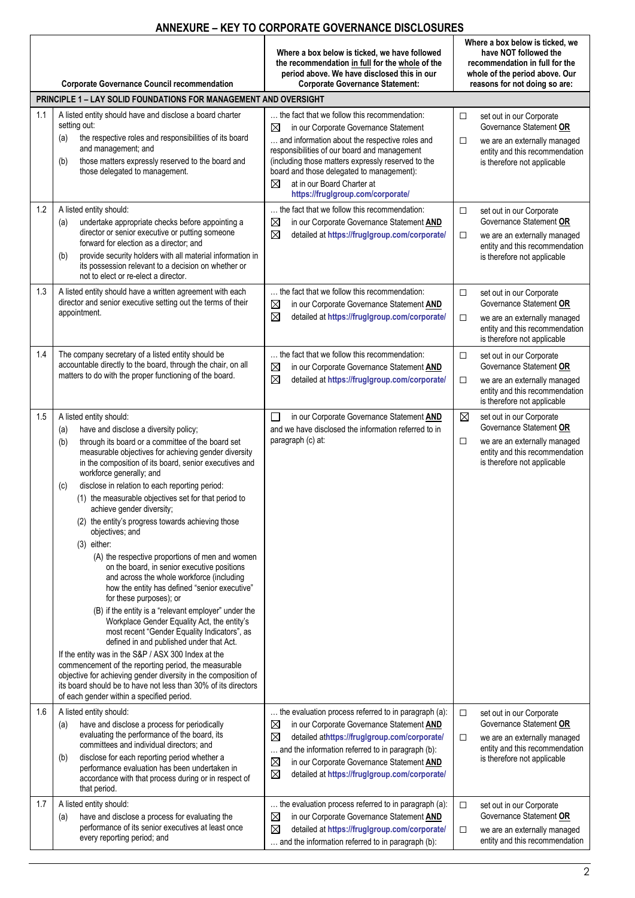## ANNEXURE – KEY TO CORPORATE GOVERNANCE DISCLOSURES

| | Corporate Governance Council recommendation | Where a box below is ticked, we have followed the recommendation in full for the whole of the period above. We have disclosed this in our Corporate Governance Statement: | Where a box below is ticked, we have NOT followed the recommendation in full for the whole of the period above. Our reasons for not doing so are: |
|---|---|---|---|
| **PRINCIPLE 1 – LAY SOLID FOUNDATIONS FOR MANAGEMENT AND OVERSIGHT** | | | |
| 1.1 | A listed entity should have and disclose a board charter setting out:<br>(a) the respective roles and responsibilities of its board and management; and<br>(b) those matters expressly reserved to the board and those delegated to management. | … the fact that we follow this recommendation:<br>☒ in our Corporate Governance Statement<br>… and information about the respective roles and responsibilities of our board and management (including those matters expressly reserved to the board and those delegated to management):<br>☒ at in our Board Charter at **https://fruglgroup.com/corporate/** | ☐ set out in our Corporate Governance Statement **OR**<br>☐ we are an externally managed entity and this recommendation is therefore not applicable |
| 1.2 | A listed entity should:<br>(a) undertake appropriate checks before appointing a director or senior executive or putting someone forward for election as a director; and<br>(b) provide security holders with all material information in its possession relevant to a decision on whether or not to elect or re-elect a director. | … the fact that we follow this recommendation:<br>☒ in our Corporate Governance Statement **AND**<br>☒ detailed at **https://fruglgroup.com/corporate/** | ☐ set out in our Corporate Governance Statement **OR**<br>☐ we are an externally managed entity and this recommendation is therefore not applicable |
| 1.3 | A listed entity should have a written agreement with each director and senior executive setting out the terms of their appointment. | … the fact that we follow this recommendation:<br>☒ in our Corporate Governance Statement **AND**<br>☒ detailed at **https://fruglgroup.com/corporate/** | ☐ set out in our Corporate Governance Statement **OR**<br>☐ we are an externally managed entity and this recommendation is therefore not applicable |
| 1.4 | The company secretary of a listed entity should be accountable directly to the board, through the chair, on all matters to do with the proper functioning of the board. | … the fact that we follow this recommendation:<br>☒ in our Corporate Governance Statement **AND**<br>☒ detailed at **https://fruglgroup.com/corporate/** | ☐ set out in our Corporate Governance Statement **OR**<br>☐ we are an externally managed entity and this recommendation is therefore not applicable |
| 1.5 | A listed entity should:<br>(a) have and disclose a diversity policy;<br>(b) through its board or a committee of the board set measurable objectives for achieving gender diversity in the composition of its board, senior executives and workforce generally; and<br>(c) disclose in relation to each reporting period:<br>(1) the measurable objectives set for that period to achieve gender diversity;<br>(2) the entity's progress towards achieving those objectives; and<br>(3) either:<br>(A) the respective proportions of men and women on the board, in senior executive positions and across the whole workforce (including how the entity has defined "senior executive" for these purposes); or<br>(B) if the entity is a "relevant employer" under the Workplace Gender Equality Act, the entity's most recent "Gender Equality Indicators", as defined in and published under that Act.<br>If the entity was in the S&P / ASX 300 Index at the commencement of the reporting period, the measurable objective for achieving gender diversity in the composition of its board should be to have not less than 30% of its directors of each gender within a specified period. | ☐ in our Corporate Governance Statement **AND** and we have disclosed the information referred to in paragraph (c) at: | ☒ set out in our Corporate Governance Statement **OR**<br>☐ we are an externally managed entity and this recommendation is therefore not applicable |
| 1.6 | A listed entity should:<br>(a) have and disclose a process for periodically evaluating the performance of the board, its committees and individual directors; and<br>(b) disclose for each reporting period whether a performance evaluation has been undertaken in accordance with that process during or in respect of that period. | … the evaluation process referred to in paragraph (a):<br>☒ in our Corporate Governance Statement **AND**<br>☒ detailed at**https://fruglgroup.com/corporate/**<br>… and the information referred to in paragraph (b):<br>☒ in our Corporate Governance Statement **AND**<br>☒ detailed at **https://fruglgroup.com/corporate/** | ☐ set out in our Corporate Governance Statement **OR**<br>☐ we are an externally managed entity and this recommendation is therefore not applicable |
| 1.7 | A listed entity should:<br>(a) have and disclose a process for evaluating the performance of its senior executives at least once every reporting period; and | … the evaluation process referred to in paragraph (a):<br>☒ in our Corporate Governance Statement **AND**<br>☒ detailed at **https://fruglgroup.com/corporate/**<br>… and the information referred to in paragraph (b): | ☐ set out in our Corporate Governance Statement **OR**<br>☐ we are an externally managed entity and this recommendation |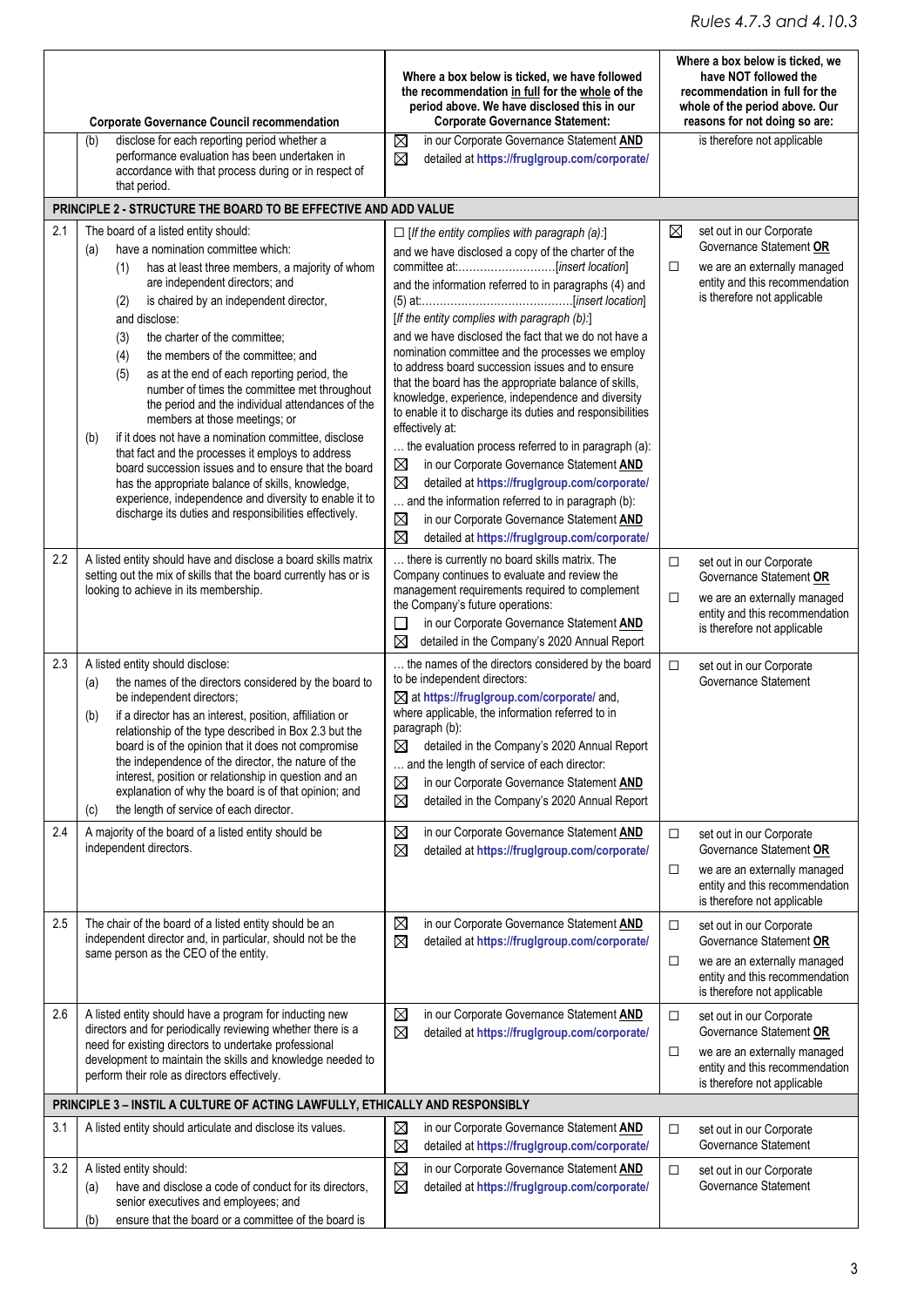Rules 4.7.3 and 4.10.3

| | Corporate Governance Council recommendation | Where a box below is ticked, we have followed the recommendation in full for the whole of the period above. We have disclosed this in our Corporate Governance Statement: | Where a box below is ticked, we have NOT followed the recommendation in full for the whole of the period above. Our reasons for not doing so are: |
|---|---|---|---|
| | (b) disclose for each reporting period whether a performance evaluation has been undertaken in accordance with that process during or in respect of that period. | ☒ in our Corporate Governance Statement **AND**<br>☒ detailed at **https://fruglgroup.com/corporate/** | is therefore not applicable |
| **PRINCIPLE 2 - STRUCTURE THE BOARD TO BE EFFECTIVE AND ADD VALUE** | | | |
| 2.1 | The board of a listed entity should:<br>(a) have a nomination committee which:<br>(1) has at least three members, a majority of whom are independent directors; and<br>(2) is chaired by an independent director,<br>and disclose:<br>(3) the charter of the committee;<br>(4) the members of the committee; and<br>(5) as at the end of each reporting period, the number of times the committee met throughout the period and the individual attendances of the members at those meetings; or<br>(b) if it does not have a nomination committee, disclose that fact and the processes it employs to address board succession issues and to ensure that the board has the appropriate balance of skills, knowledge, experience, independence and diversity to enable it to discharge its duties and responsibilities effectively. | ☐ [*If the entity complies with paragraph (a):*]<br>and we have disclosed a copy of the charter of the committee at:………………………[*insert location*]<br>and the information referred to in paragraphs (4) and (5) at:……………………………………[*insert location*]<br>[*If the entity complies with paragraph (b):*]<br>and we have disclosed the fact that we do not have a nomination committee and the processes we employ to address board succession issues and to ensure that the board has the appropriate balance of skills, knowledge, experience, independence and diversity to enable it to discharge its duties and responsibilities effectively at:<br>… the evaluation process referred to in paragraph (a):<br>☒ in our Corporate Governance Statement **AND**<br>☒ detailed at **https://fruglgroup.com/corporate/**<br>… and the information referred to in paragraph (b):<br>☒ in our Corporate Governance Statement **AND**<br>☒ detailed at **https://fruglgroup.com/corporate/** | ☒ set out in our Corporate Governance Statement **OR**<br>☐ we are an externally managed entity and this recommendation is therefore not applicable |
| 2.2 | A listed entity should have and disclose a board skills matrix setting out the mix of skills that the board currently has or is looking to achieve in its membership. | … there is currently no board skills matrix. The Company continues to evaluate and review the management requirements required to complement the Company's future operations:<br>☐ in our Corporate Governance Statement **AND**<br>☒ detailed in the Company's 2020 Annual Report | ☐ set out in our Corporate Governance Statement **OR**<br>☐ we are an externally managed entity and this recommendation is therefore not applicable |
| 2.3 | A listed entity should disclose:<br>(a) the names of the directors considered by the board to be independent directors;<br>(b) if a director has an interest, position, affiliation or relationship of the type described in Box 2.3 but the board is of the opinion that it does not compromise the independence of the director, the nature of the interest, position or relationship in question and an explanation of why the board is of that opinion; and<br>(c) the length of service of each director. | … the names of the directors considered by the board to be independent directors:<br>☒ at **https://fruglgroup.com/corporate/** and, where applicable, the information referred to in paragraph (b):<br>☒ detailed in the Company's 2020 Annual Report<br>… and the length of service of each director:<br>☒ in our Corporate Governance Statement **AND**<br>☒ detailed in the Company's 2020 Annual Report | ☐ set out in our Corporate Governance Statement |
| 2.4 | A majority of the board of a listed entity should be independent directors. | ☒ in our Corporate Governance Statement **AND**<br>☒ detailed at **https://fruglgroup.com/corporate/** | ☐ set out in our Corporate Governance Statement **OR**<br>☐ we are an externally managed entity and this recommendation is therefore not applicable |
| 2.5 | The chair of the board of a listed entity should be an independent director and, in particular, should not be the same person as the CEO of the entity. | ☒ in our Corporate Governance Statement **AND**<br>☒ detailed at **https://fruglgroup.com/corporate/** | ☐ set out in our Corporate Governance Statement **OR**<br>☐ we are an externally managed entity and this recommendation is therefore not applicable |
| 2.6 | A listed entity should have a program for inducting new directors and for periodically reviewing whether there is a need for existing directors to undertake professional development to maintain the skills and knowledge needed to perform their role as directors effectively. | ☒ in our Corporate Governance Statement **AND**<br>☒ detailed at **https://fruglgroup.com/corporate/** | ☐ set out in our Corporate Governance Statement **OR**<br>☐ we are an externally managed entity and this recommendation is therefore not applicable |
| **PRINCIPLE 3 – INSTIL A CULTURE OF ACTING LAWFULLY, ETHICALLY AND RESPONSIBLY** | | | |
| 3.1 | A listed entity should articulate and disclose its values. | ☒ in our Corporate Governance Statement **AND**<br>☒ detailed at **https://fruglgroup.com/corporate/** | ☐ set out in our Corporate Governance Statement |
| 3.2 | A listed entity should:<br>(a) have and disclose a code of conduct for its directors, senior executives and employees; and<br>(b) ensure that the board or a committee of the board is | ☒ in our Corporate Governance Statement **AND**<br>☒ detailed at **https://fruglgroup.com/corporate/** | ☐ set out in our Corporate Governance Statement |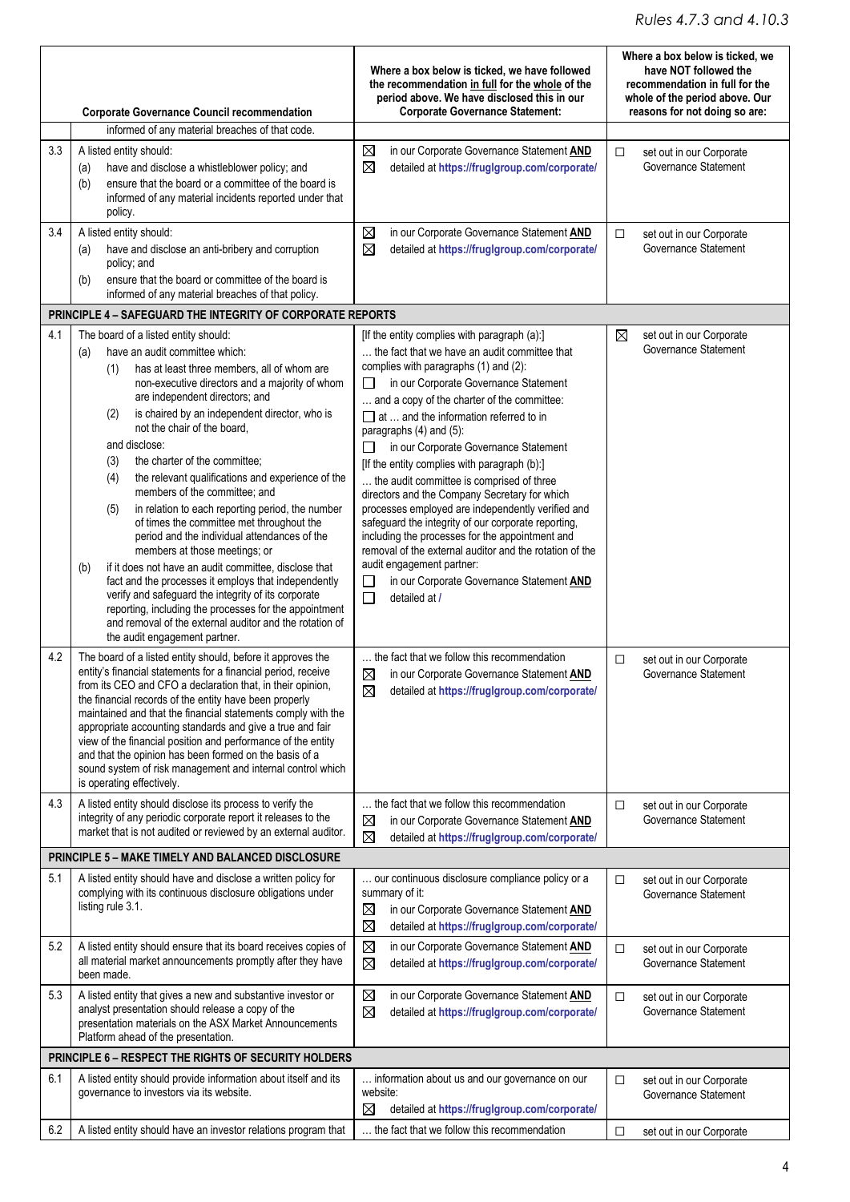| | Corporate Governance Council recommendation | Where a box below is ticked, we have followed the recommendation in full for the whole of the period above. We have disclosed this in our Corporate Governance Statement: | Where a box below is ticked, we have NOT followed the recommendation in full for the whole of the period above. Our reasons for not doing so are: |
|---|---|---|---|
| | informed of any material breaches of that code. | | |
| 3.3 | A listed entity should:<br>(a) have and disclose a whistleblower policy; and<br>(b) ensure that the board or a committee of the board is informed of any material incidents reported under that policy. | ☒ in our Corporate Governance Statement **AND**<br>☒ detailed at **https://fruglgroup.com/corporate/** | ☐ set out in our Corporate Governance Statement |
| 3.4 | A listed entity should:<br>(a) have and disclose an anti-bribery and corruption policy; and<br>(b) ensure that the board or committee of the board is informed of any material breaches of that policy. | ☒ in our Corporate Governance Statement **AND**<br>☒ detailed at **https://fruglgroup.com/corporate/** | ☐ set out in our Corporate Governance Statement |
| **PRINCIPLE 4 – SAFEGUARD THE INTEGRITY OF CORPORATE REPORTS** | | | |
| 4.1 | The board of a listed entity should:<br>(a) have an audit committee which:<br>(1) has at least three members, all of whom are non-executive directors and a majority of whom are independent directors; and<br>(2) is chaired by an independent director, who is not the chair of the board,<br>and disclose:<br>(3) the charter of the committee;<br>(4) the relevant qualifications and experience of the members of the committee; and<br>(5) in relation to each reporting period, the number of times the committee met throughout the period and the individual attendances of the members at those meetings; or<br>(b) if it does not have an audit committee, disclose that fact and the processes it employs that independently verify and safeguard the integrity of its corporate reporting, including the processes for the appointment and removal of the external auditor and the rotation of the audit engagement partner. | [If the entity complies with paragraph (a):]<br>… the fact that we have an audit committee that complies with paragraphs (1) and (2):<br>☐ in our Corporate Governance Statement<br>… and a copy of the charter of the committee:<br>☐ at … and the information referred to in paragraphs (4) and (5):<br>☐ in our Corporate Governance Statement<br>[If the entity complies with paragraph (b):]<br>… the audit committee is comprised of three directors and the Company Secretary for which processes employed are independently verified and safeguard the integrity of our corporate reporting, including the processes for the appointment and removal of the external auditor and the rotation of the audit engagement partner:<br>☐ in our Corporate Governance Statement **AND**<br>☐ detailed at / | ☒ set out in our Corporate Governance Statement |
| 4.2 | The board of a listed entity should, before it approves the entity's financial statements for a financial period, receive from its CEO and CFO a declaration that, in their opinion, the financial records of the entity have been properly maintained and that the financial statements comply with the appropriate accounting standards and give a true and fair view of the financial position and performance of the entity and that the opinion has been formed on the basis of a sound system of risk management and internal control which is operating effectively. | … the fact that we follow this recommendation<br>☒ in our Corporate Governance Statement **AND**<br>☒ detailed at **https://fruglgroup.com/corporate/** | ☐ set out in our Corporate Governance Statement |
| 4.3 | A listed entity should disclose its process to verify the integrity of any periodic corporate report it releases to the market that is not audited or reviewed by an external auditor. | … the fact that we follow this recommendation<br>☒ in our Corporate Governance Statement **AND**<br>☒ detailed at **https://fruglgroup.com/corporate/** | ☐ set out in our Corporate Governance Statement |
| **PRINCIPLE 5 – MAKE TIMELY AND BALANCED DISCLOSURE** | | | |
| 5.1 | A listed entity should have and disclose a written policy for complying with its continuous disclosure obligations under listing rule 3.1. | … our continuous disclosure compliance policy or a summary of it:<br>☒ in our Corporate Governance Statement **AND**<br>☒ detailed at **https://fruglgroup.com/corporate/** | ☐ set out in our Corporate Governance Statement |
| 5.2 | A listed entity should ensure that its board receives copies of all material market announcements promptly after they have been made. | ☒ in our Corporate Governance Statement **AND**<br>☒ detailed at **https://fruglgroup.com/corporate/** | ☐ set out in our Corporate Governance Statement |
| 5.3 | A listed entity that gives a new and substantive investor or analyst presentation should release a copy of the presentation materials on the ASX Market Announcements Platform ahead of the presentation. | ☒ in our Corporate Governance Statement **AND**<br>☒ detailed at **https://fruglgroup.com/corporate/** | ☐ set out in our Corporate Governance Statement |
| **PRINCIPLE 6 – RESPECT THE RIGHTS OF SECURITY HOLDERS** | | | |
| 6.1 | A listed entity should provide information about itself and its governance to investors via its website. | … information about us and our governance on our website:<br>☒ detailed at **https://fruglgroup.com/corporate/** | ☐ set out in our Corporate Governance Statement |
| 6.2 | A listed entity should have an investor relations program that | … the fact that we follow this recommendation | ☐ set out in our Corporate |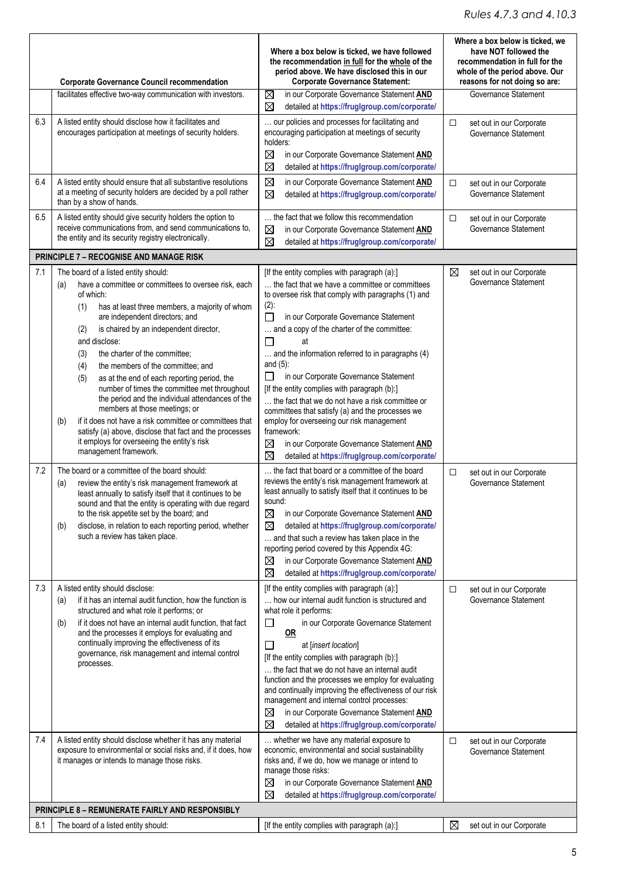| | Corporate Governance Council recommendation | Where a box below is ticked, we have followed the recommendation in full for the whole of the period above. We have disclosed this in our Corporate Governance Statement: | Where a box below is ticked, we have NOT followed the recommendation in full for the whole of the period above. Our reasons for not doing so are: |
|---|---|---|---|
| | facilitates effective two-way communication with investors. | ☒ in our Corporate Governance Statement **AND**<br>☒ detailed at **https://fruglgroup.com/corporate/** | Governance Statement |
| 6.3 | A listed entity should disclose how it facilitates and encourages participation at meetings of security holders. | … our policies and processes for facilitating and encouraging participation at meetings of security holders:<br>☒ in our Corporate Governance Statement **AND**<br>☒ detailed at **https://fruglgroup.com/corporate/** | ☐ set out in our Corporate Governance Statement |
| 6.4 | A listed entity should ensure that all substantive resolutions at a meeting of security holders are decided by a poll rather than by a show of hands. | ☒ in our Corporate Governance Statement **AND**<br>☒ detailed at **https://fruglgroup.com/corporate/** | ☐ set out in our Corporate Governance Statement |
| 6.5 | A listed entity should give security holders the option to receive communications from, and send communications to, the entity and its security registry electronically. | … the fact that we follow this recommendation<br>☒ in our Corporate Governance Statement **AND**<br>☒ detailed at **https://fruglgroup.com/corporate/** | ☐ set out in our Corporate Governance Statement |
| **PRINCIPLE 7 – RECOGNISE AND MANAGE RISK** | | | |
| 7.1 | The board of a listed entity should:<br>(a) have a committee or committees to oversee risk, each of which:<br>(1) has at least three members, a majority of whom are independent directors; and<br>(2) is chaired by an independent director,<br>and disclose:<br>(3) the charter of the committee;<br>(4) the members of the committee; and<br>(5) as at the end of each reporting period, the number of times the committee met throughout the period and the individual attendances of the members at those meetings; or<br>(b) if it does not have a risk committee or committees that satisfy (a) above, disclose that fact and the processes it employs for overseeing the entity's risk management framework. | [If the entity complies with paragraph (a):]<br>… the fact that we have a committee or committees to oversee risk that comply with paragraphs (1) and (2):<br>☐ in our Corporate Governance Statement<br>… and a copy of the charter of the committee:<br>☐ at<br>… and the information referred to in paragraphs (4) and (5):<br>☐ in our Corporate Governance Statement<br>[If the entity complies with paragraph (b):]<br>… the fact that we do not have a risk committee or committees that satisfy (a) and the processes we employ for overseeing our risk management framework:<br>☒ in our Corporate Governance Statement **AND**<br>☒ detailed at **https://fruglgroup.com/corporate/** | ☒ set out in our Corporate Governance Statement |
| 7.2 | The board or a committee of the board should:<br>(a) review the entity's risk management framework at least annually to satisfy itself that it continues to be sound and that the entity is operating with due regard to the risk appetite set by the board; and<br>(b) disclose, in relation to each reporting period, whether such a review has taken place. | … the fact that board or a committee of the board reviews the entity's risk management framework at least annually to satisfy itself that it continues to be sound:<br>☒ in our Corporate Governance Statement **AND**<br>☒ detailed at **https://fruglgroup.com/corporate/**<br>… and that such a review has taken place in the reporting period covered by this Appendix 4G:<br>☒ in our Corporate Governance Statement **AND**<br>☒ detailed at **https://fruglgroup.com/corporate/** | ☐ set out in our Corporate Governance Statement |
| 7.3 | A listed entity should disclose:<br>(a) if it has an internal audit function, how the function is structured and what role it performs; or<br>(b) if it does not have an internal audit function, that fact and the processes it employs for evaluating and continually improving the effectiveness of its governance, risk management and internal control processes. | [If the entity complies with paragraph (a):]<br>… how our internal audit function is structured and what role it performs:<br>☐ in our Corporate Governance Statement<br>**OR**<br>☐ at [*insert location*]<br>[If the entity complies with paragraph (b):]<br>… the fact that we do not have an internal audit function and the processes we employ for evaluating and continually improving the effectiveness of our risk management and internal control processes:<br>☒ in our Corporate Governance Statement **AND**<br>☒ detailed at **https://fruglgroup.com/corporate/** | ☐ set out in our Corporate Governance Statement |
| 7.4 | A listed entity should disclose whether it has any material exposure to environmental or social risks and, if it does, how it manages or intends to manage those risks. | … whether we have any material exposure to economic, environmental and social sustainability risks and, if we do, how we manage or intend to manage those risks:<br>☒ in our Corporate Governance Statement **AND**<br>☒ detailed at **https://fruglgroup.com/corporate/** | ☐ set out in our Corporate Governance Statement |
| **PRINCIPLE 8 – REMUNERATE FAIRLY AND RESPONSIBLY** | | | |
| 8.1 | The board of a listed entity should: | [If the entity complies with paragraph (a):] | ☒ set out in our Corporate |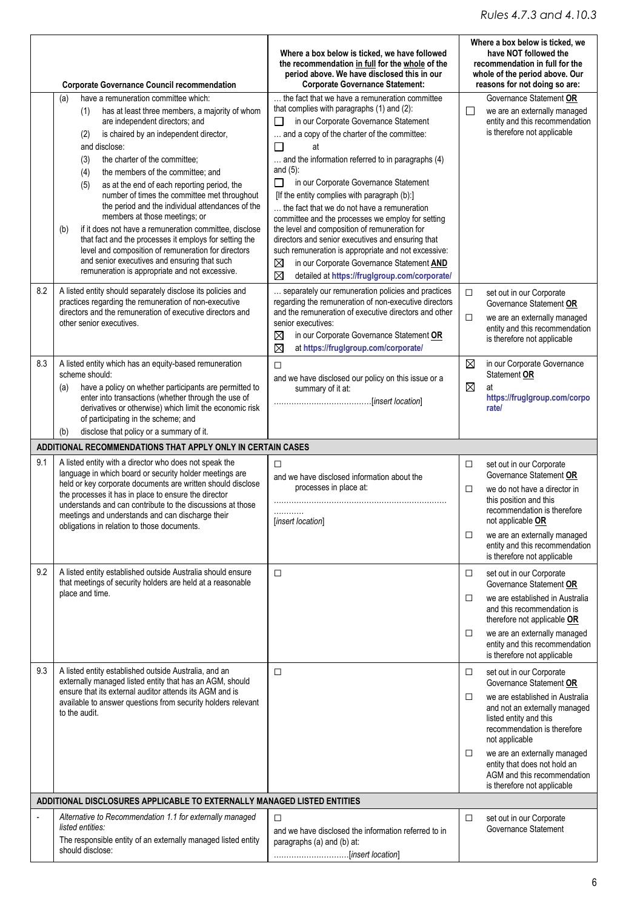| | Corporate Governance Council recommendation | Where a box below is ticked, we have followed the recommendation in full for the whole of the period above. We have disclosed this in our Corporate Governance Statement: | Where a box below is ticked, we have NOT followed the recommendation in full for the whole of the period above. Our reasons for not doing so are: |
|---|---|---|---|
| | (a) have a remuneration committee which:<br>(1) has at least three members, a majority of whom are independent directors; and<br>(2) is chaired by an independent director,<br>and disclose:<br>(3) the charter of the committee;<br>(4) the members of the committee; and<br>(5) as at the end of each reporting period, the number of times the committee met throughout the period and the individual attendances of the members at those meetings; or<br>(b) if it does not have a remuneration committee, disclose that fact and the processes it employs for setting the level and composition of remuneration for directors and senior executives and ensuring that such remuneration is appropriate and not excessive. | … the fact that we have a remuneration committee that complies with paragraphs (1) and (2):<br>☐ in our Corporate Governance Statement<br>… and a copy of the charter of the committee:<br>☐ at<br>… and the information referred to in paragraphs (4) and (5):<br>☐ in our Corporate Governance Statement<br>[If the entity complies with paragraph (b):]<br>… the fact that we do not have a remuneration committee and the processes we employ for setting the level and composition of remuneration for directors and senior executives and ensuring that such remuneration is appropriate and not excessive:<br>☒ in our Corporate Governance Statement **AND**<br>☒ detailed at **https://fruglgroup.com/corporate/** | Governance Statement **OR**<br>☐ we are an externally managed entity and this recommendation is therefore not applicable |
| 8.2 | A listed entity should separately disclose its policies and practices regarding the remuneration of non-executive directors and the remuneration of executive directors and other senior executives. | … separately our remuneration policies and practices regarding the remuneration of non-executive directors and the remuneration of executive directors and other senior executives:<br>☒ in our Corporate Governance Statement **OR**<br>☒ at **https://fruglgroup.com/corporate/** | ☐ set out in our Corporate Governance Statement **OR**<br>☐ we are an externally managed entity and this recommendation is therefore not applicable |
| 8.3 | A listed entity which has an equity-based remuneration scheme should:<br>(a) have a policy on whether participants are permitted to enter into transactions (whether through the use of derivatives or otherwise) which limit the economic risk of participating in the scheme; and<br>(b) disclose that policy or a summary of it. | ☐<br>and we have disclosed our policy on this issue or a summary of it at:<br>……………………………….[insert location] | ☒ in our Corporate Governance Statement **OR**<br>☒ at **https://fruglgroup.com/corporate/** |
| **ADDITIONAL RECOMMENDATIONS THAT APPLY ONLY IN CERTAIN CASES** | | | |
| 9.1 | A listed entity with a director who does not speak the language in which board or security holder meetings are held or key corporate documents are written should disclose the processes it has in place to ensure the director understands and can contribute to the discussions at those meetings and understands and can discharge their obligations in relation to those documents. | ☐<br>and we have disclosed information about the processes in place at:<br>……………………………………………………………<br>[insert location] | ☐ set out in our Corporate Governance Statement **OR**<br>☐ we do not have a director in this position and this recommendation is therefore not applicable **OR**<br>☐ we are an externally managed entity and this recommendation is therefore not applicable |
| 9.2 | A listed entity established outside Australia should ensure that meetings of security holders are held at a reasonable place and time. | ☐ | ☐ set out in our Corporate Governance Statement **OR**<br>☐ we are established in Australia and this recommendation is therefore not applicable **OR**<br>☐ we are an externally managed entity and this recommendation is therefore not applicable |
| 9.3 | A listed entity established outside Australia, and an externally managed listed entity that has an AGM, should ensure that its external auditor attends its AGM and is available to answer questions from security holders relevant to the audit. | ☐ | ☐ set out in our Corporate Governance Statement **OR**<br>☐ we are established in Australia and not an externally managed listed entity and this recommendation is therefore not applicable<br>☐ we are an externally managed entity that does not hold an AGM and this recommendation is therefore not applicable |
| **ADDITIONAL DISCLOSURES APPLICABLE TO EXTERNALLY MANAGED LISTED ENTITIES** | | | |
| - | *Alternative to Recommendation 1.1 for externally managed listed entities:*<br>The responsible entity of an externally managed listed entity should disclose: | ☐<br>and we have disclosed the information referred to in paragraphs (a) and (b) at:<br>………………………….[insert location] | ☐ set out in our Corporate Governance Statement |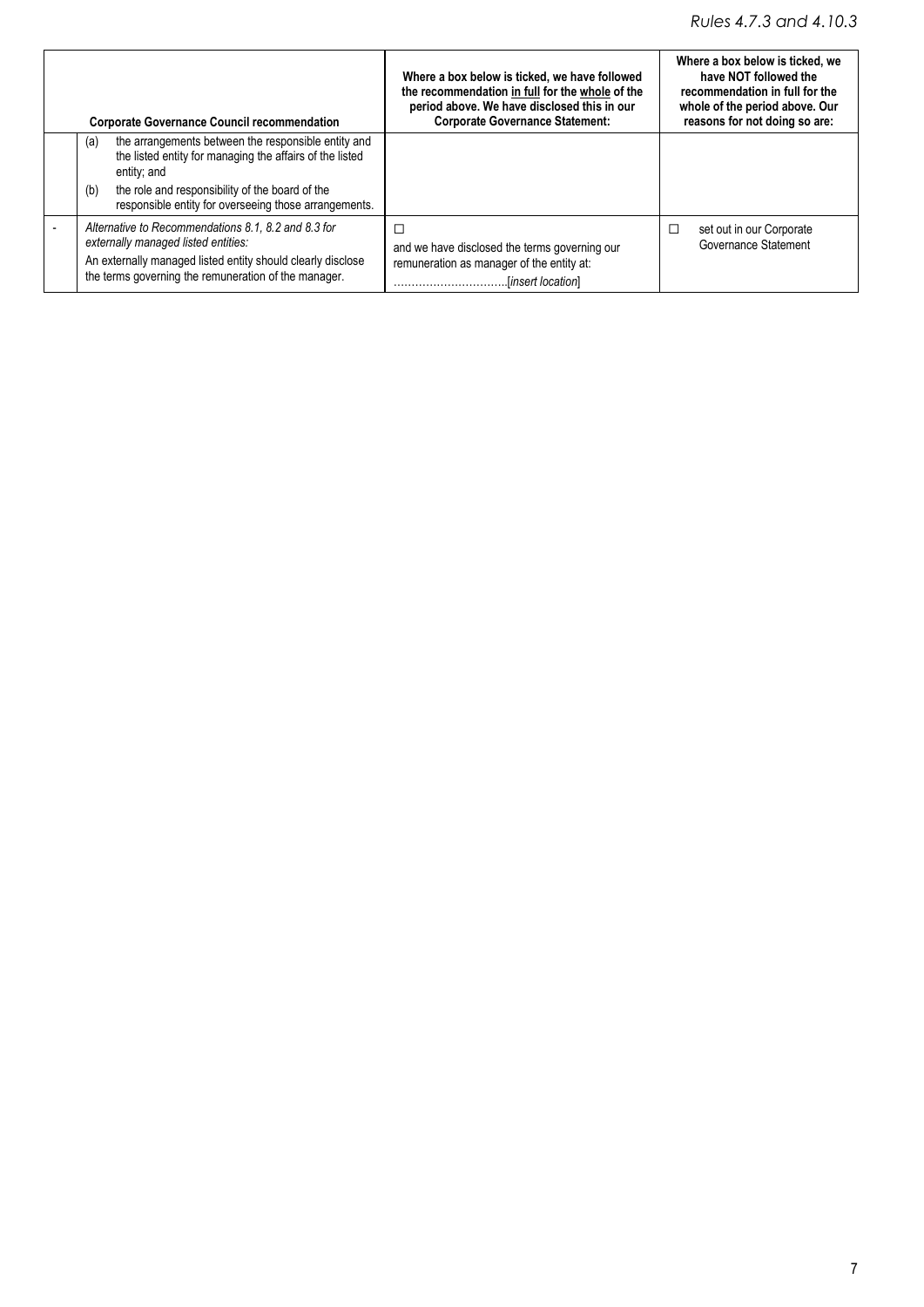| | Corporate Governance Council recommendation | Where a box below is ticked, we have followed the recommendation in full for the whole of the period above. We have disclosed this in our Corporate Governance Statement: | Where a box below is ticked, we have NOT followed the recommendation in full for the whole of the period above. Our reasons for not doing so are: |
|---|---|---|---|
| | (a) the arrangements between the responsible entity and the listed entity for managing the affairs of the listed entity; and<br>(b) the role and responsibility of the board of the responsible entity for overseeing those arrangements. | | |
| - | *Alternative to Recommendations 8.1, 8.2 and 8.3 for externally managed listed entities:*<br>An externally managed listed entity should clearly disclose the terms governing the remuneration of the manager. | ☐<br>and we have disclosed the terms governing our remuneration as manager of the entity at:<br>…………………………..[*insert location*] | ☐ set out in our Corporate Governance Statement |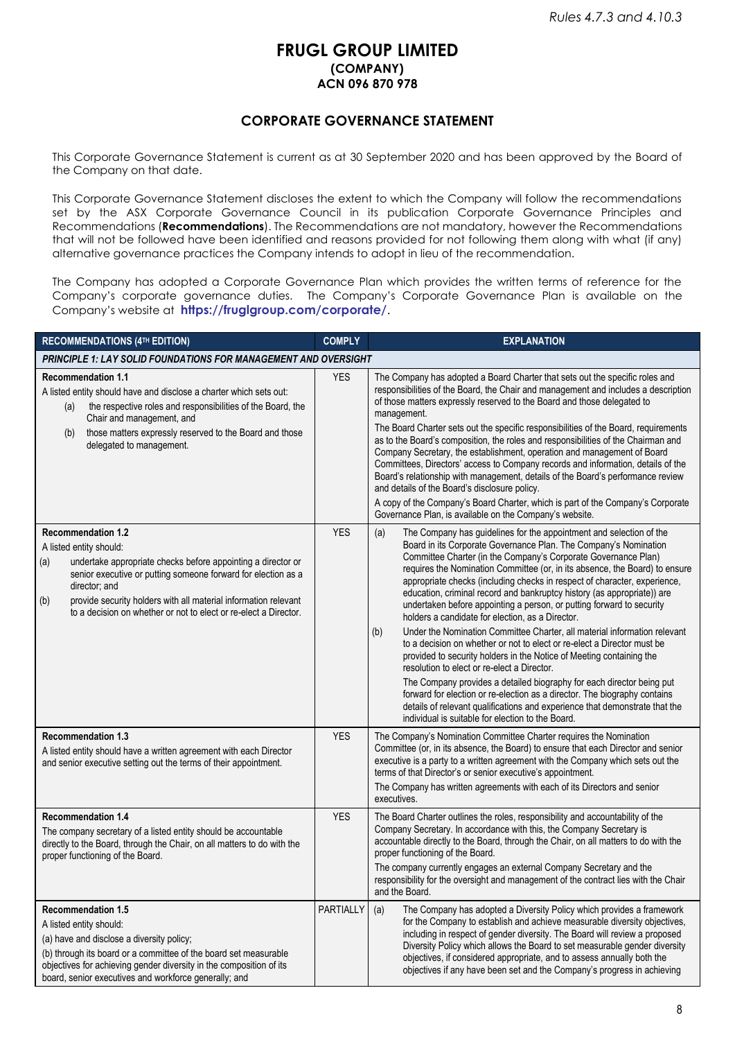*Rules 4.7.3 and 4.10.3*

# FRUGL GROUP LIMITED
## (COMPANY)
## ACN 096 870 978

## CORPORATE GOVERNANCE STATEMENT

This Corporate Governance Statement is current as at 30 September 2020 and has been approved by the Board of the Company on that date.

This Corporate Governance Statement discloses the extent to which the Company will follow the recommendations set by the ASX Corporate Governance Council in its publication Corporate Governance Principles and Recommendations (**Recommendations**). The Recommendations are not mandatory, however the Recommendations that will not be followed have been identified and reasons provided for not following them along with what (if any) alternative governance practices the Company intends to adopt in lieu of the recommendation.

The Company has adopted a Corporate Governance Plan which provides the written terms of reference for the Company's corporate governance duties. The Company's Corporate Governance Plan is available on the Company's website at **https://fruglgroup.com/corporate/**.

| RECOMMENDATIONS (4TH EDITION) | COMPLY | EXPLANATION |
|---|---|---|
| ***PRINCIPLE 1: LAY SOLID FOUNDATIONS FOR MANAGEMENT AND OVERSIGHT*** | | |
| **Recommendation 1.1**<br>A listed entity should have and disclose a charter which sets out:<br>(a) the respective roles and responsibilities of the Board, the Chair and management, and<br>(b) those matters expressly reserved to the Board and those delegated to management. | YES | The Company has adopted a Board Charter that sets out the specific roles and responsibilities of the Board, the Chair and management and includes a description of those matters expressly reserved to the Board and those delegated to management.<br>The Board Charter sets out the specific responsibilities of the Board, requirements as to the Board's composition, the roles and responsibilities of the Chairman and Company Secretary, the establishment, operation and management of Board Committees, Directors' access to Company records and information, details of the Board's relationship with management, details of the Board's performance review and details of the Board's disclosure policy.<br>A copy of the Company's Board Charter, which is part of the Company's Corporate Governance Plan, is available on the Company's website. |
| **Recommendation 1.2**<br>A listed entity should:<br>(a) undertake appropriate checks before appointing a director or senior executive or putting someone forward for election as a director; and<br>(b) provide security holders with all material information relevant to a decision on whether or not to elect or re-elect a Director. | YES | (a) The Company has guidelines for the appointment and selection of the Board in its Corporate Governance Plan. The Company's Nomination Committee Charter (in the Company's Corporate Governance Plan) requires the Nomination Committee (or, in its absence, the Board) to ensure appropriate checks (including checks in respect of character, experience, education, criminal record and bankruptcy history (as appropriate)) are undertaken before appointing a person, or putting forward to security holders a candidate for election, as a Director.<br>(b) Under the Nomination Committee Charter, all material information relevant to a decision on whether or not to elect or re-elect a Director must be provided to security holders in the Notice of Meeting containing the resolution to elect or re-elect a Director.<br>The Company provides a detailed biography for each director being put forward for election or re-election as a director. The biography contains details of relevant qualifications and experience that demonstrate that the individual is suitable for election to the Board. |
| **Recommendation 1.3**<br>A listed entity should have a written agreement with each Director and senior executive setting out the terms of their appointment. | YES | The Company's Nomination Committee Charter requires the Nomination Committee (or, in its absence, the Board) to ensure that each Director and senior executive is a party to a written agreement with the Company which sets out the terms of that Director's or senior executive's appointment.<br>The Company has written agreements with each of its Directors and senior executives. |
| **Recommendation 1.4**<br>The company secretary of a listed entity should be accountable directly to the Board, through the Chair, on all matters to do with the proper functioning of the Board. | YES | The Board Charter outlines the roles, responsibility and accountability of the Company Secretary. In accordance with this, the Company Secretary is accountable directly to the Board, through the Chair, on all matters to do with the proper functioning of the Board.<br>The company currently engages an external Company Secretary and the responsibility for the oversight and management of the contract lies with the Chair and the Board. |
| **Recommendation 1.5**<br>A listed entity should:<br>(a) have and disclose a diversity policy;<br>(b) through its board or a committee of the board set measurable objectives for achieving gender diversity in the composition of its board, senior executives and workforce generally; and | PARTIALLY | (a) The Company has adopted a Diversity Policy which provides a framework for the Company to establish and achieve measurable diversity objectives, including in respect of gender diversity. The Board will review a proposed Diversity Policy which allows the Board to set measurable gender diversity objectives, if considered appropriate, and to assess annually both the objectives if any have been set and the Company's progress in achieving |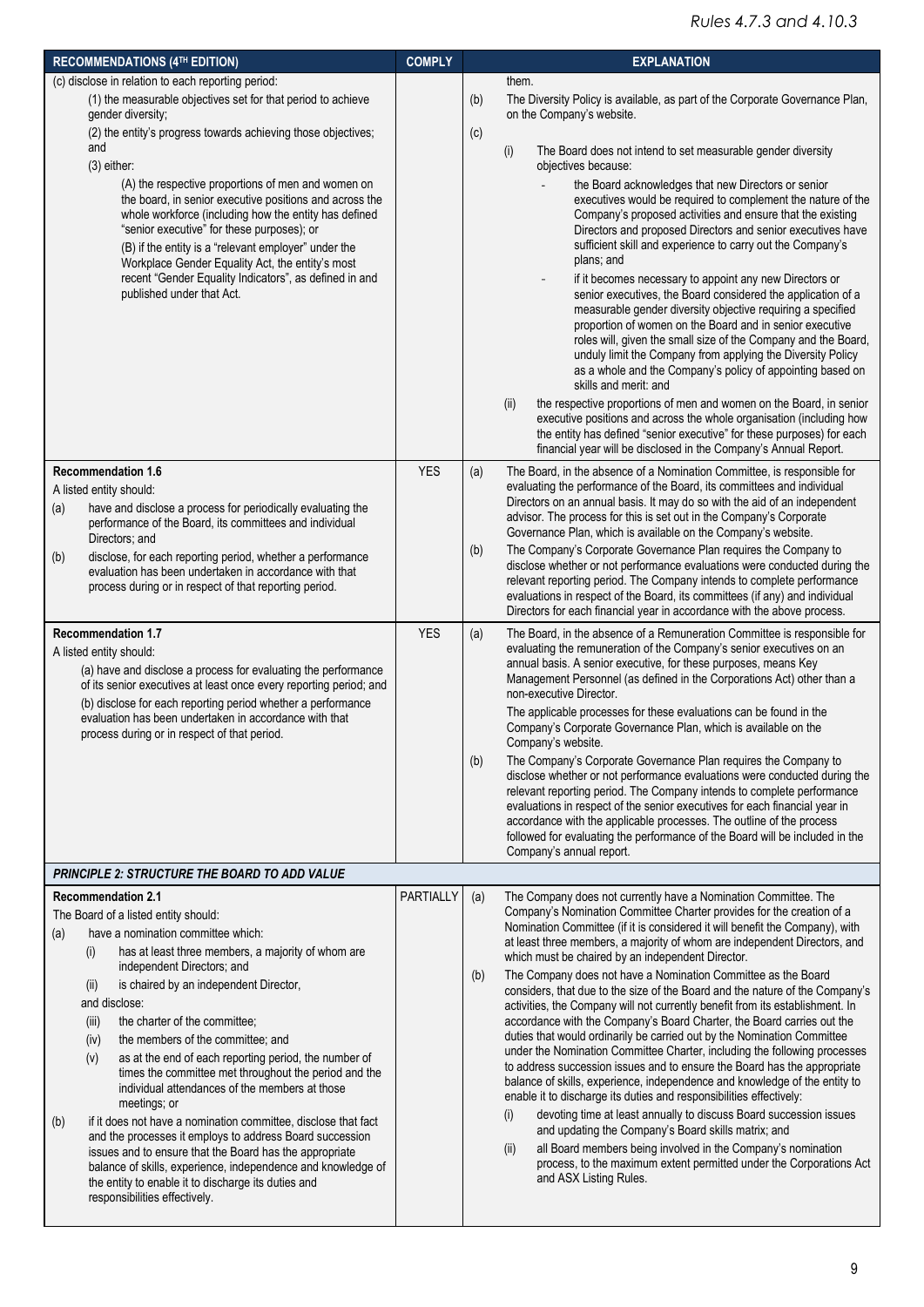*Rules 4.7.3 and 4.10.3*

| RECOMMENDATIONS (4TH EDITION) | COMPLY | EXPLANATION |
|---|---|---|
| (c) disclose in relation to each reporting period:<br>(1) the measurable objectives set for that period to achieve gender diversity;<br>(2) the entity's progress towards achieving those objectives; and<br>(3) either:<br>(A) the respective proportions of men and women on the board, in senior executive positions and across the whole workforce (including how the entity has defined "senior executive" for these purposes); or<br>(B) if the entity is a "relevant employer" under the Workplace Gender Equality Act, the entity's most recent "Gender Equality Indicators", as defined in and published under that Act. | | them.<br>(b) The Diversity Policy is available, as part of the Corporate Governance Plan, on the Company's website.<br>(c)<br>(i) The Board does not intend to set measurable gender diversity objectives because:<br>- the Board acknowledges that new Directors or senior executives would be required to complement the nature of the Company's proposed activities and ensure that the existing Directors and proposed Directors and senior executives have sufficient skill and experience to carry out the Company's plans; and<br>- if it becomes necessary to appoint any new Directors or senior executives, the Board considered the application of a measurable gender diversity objective requiring a specified proportion of women on the Board and in senior executive roles will, given the small size of the Company and the Board, unduly limit the Company from applying the Diversity Policy as a whole and the Company's policy of appointing based on skills and merit: and<br>(ii) the respective proportions of men and women on the Board, in senior executive positions and across the whole organisation (including how the entity has defined "senior executive" for these purposes) for each financial year will be disclosed in the Company's Annual Report. |
| **Recommendation 1.6**<br>A listed entity should:<br>(a) have and disclose a process for periodically evaluating the performance of the Board, its committees and individual Directors; and<br>(b) disclose, for each reporting period, whether a performance evaluation has been undertaken in accordance with that process during or in respect of that reporting period. | YES | (a) The Board, in the absence of a Nomination Committee, is responsible for evaluating the performance of the Board, its committees and individual Directors on an annual basis. It may do so with the aid of an independent advisor. The process for this is set out in the Company's Corporate Governance Plan, which is available on the Company's website.<br>(b) The Company's Corporate Governance Plan requires the Company to disclose whether or not performance evaluations were conducted during the relevant reporting period. The Company intends to complete performance evaluations in respect of the Board, its committees (if any) and individual Directors for each financial year in accordance with the above process. |
| **Recommendation 1.7**<br>A listed entity should:<br>(a) have and disclose a process for evaluating the performance of its senior executives at least once every reporting period; and<br>(b) disclose for each reporting period whether a performance evaluation has been undertaken in accordance with that process during or in respect of that period. | YES | (a) The Board, in the absence of a Remuneration Committee is responsible for evaluating the remuneration of the Company's senior executives on an annual basis. A senior executive, for these purposes, means Key Management Personnel (as defined in the Corporations Act) other than a non-executive Director.<br>The applicable processes for these evaluations can be found in the Company's Corporate Governance Plan, which is available on the Company's website.<br>(b) The Company's Corporate Governance Plan requires the Company to disclose whether or not performance evaluations were conducted during the relevant reporting period. The Company intends to complete performance evaluations in respect of the senior executives for each financial year in accordance with the applicable processes. The outline of the process followed for evaluating the performance of the Board will be included in the Company's annual report. |
| ***PRINCIPLE 2: STRUCTURE THE BOARD TO ADD VALUE*** | | |
| **Recommendation 2.1**<br>The Board of a listed entity should:<br>(a) have a nomination committee which:<br>(i) has at least three members, a majority of whom are independent Directors; and<br>(ii) is chaired by an independent Director,<br>and disclose:<br>(iii) the charter of the committee;<br>(iv) the members of the committee; and<br>(v) as at the end of each reporting period, the number of times the committee met throughout the period and the individual attendances of the members at those meetings; or<br>(b) if it does not have a nomination committee, disclose that fact and the processes it employs to address Board succession issues and to ensure that the Board has the appropriate balance of skills, experience, independence and knowledge of the entity to enable it to discharge its duties and responsibilities effectively. | PARTIALLY | (a) The Company does not currently have a Nomination Committee. The Company's Nomination Committee Charter provides for the creation of a Nomination Committee (if it is considered it will benefit the Company), with at least three members, a majority of whom are independent Directors, and which must be chaired by an independent Director.<br>(b) The Company does not have a Nomination Committee as the Board considers, that due to the size of the Board and the nature of the Company's activities, the Company will not currently benefit from its establishment. In accordance with the Company's Board Charter, the Board carries out the duties that would ordinarily be carried out by the Nomination Committee under the Nomination Committee Charter, including the following processes to address succession issues and to ensure the Board has the appropriate balance of skills, experience, independence and knowledge of the entity to enable it to discharge its duties and responsibilities effectively:<br>(i) devoting time at least annually to discuss Board succession issues and updating the Company's Board skills matrix; and<br>(ii) all Board members being involved in the Company's nomination process, to the maximum extent permitted under the Corporations Act and ASX Listing Rules. |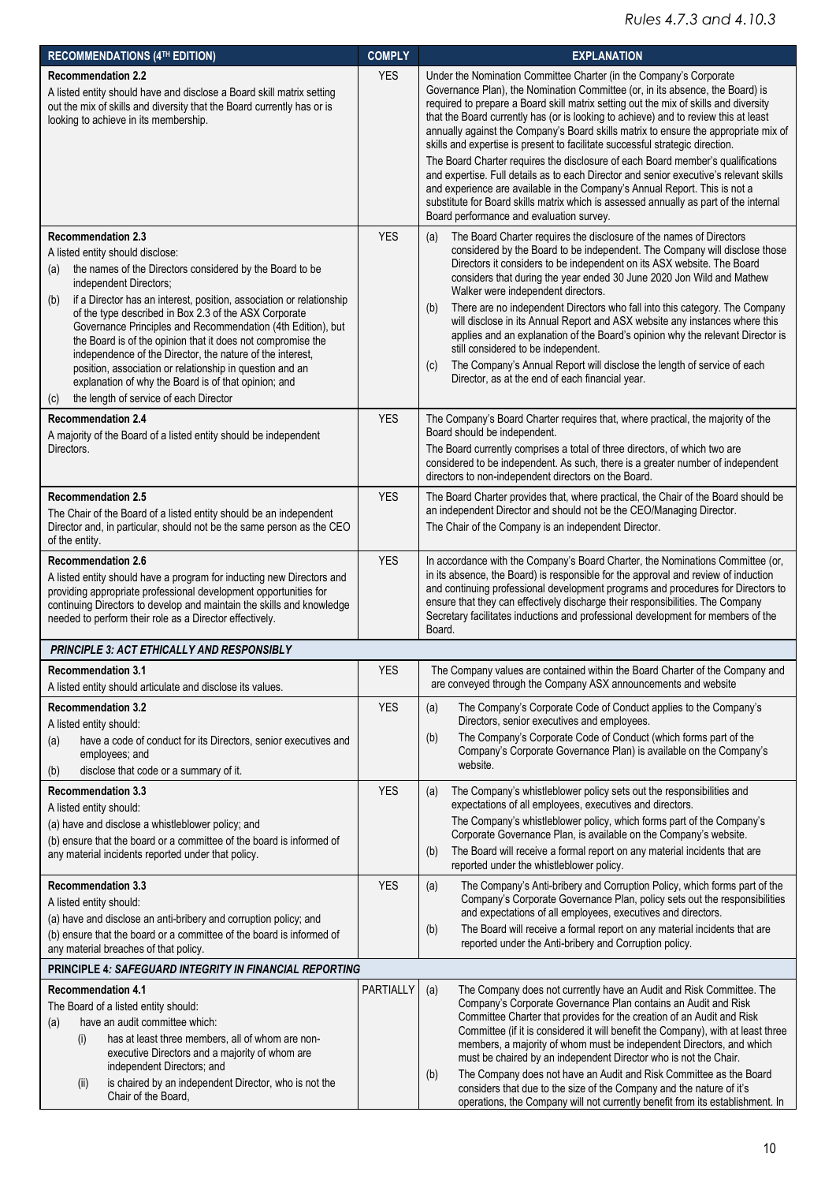*Rules 4.7.3 and 4.10.3*

| RECOMMENDATIONS (4TH EDITION) | COMPLY | EXPLANATION |
|---|---|---|
| **Recommendation 2.2**<br>A listed entity should have and disclose a Board skill matrix setting out the mix of skills and diversity that the Board currently has or is looking to achieve in its membership. | YES | Under the Nomination Committee Charter (in the Company's Corporate Governance Plan), the Nomination Committee (or, in its absence, the Board) is required to prepare a Board skill matrix setting out the mix of skills and diversity that the Board currently has (or is looking to achieve) and to review this at least annually against the Company's Board skills matrix to ensure the appropriate mix of skills and expertise is present to facilitate successful strategic direction.<br>The Board Charter requires the disclosure of each Board member's qualifications and expertise. Full details as to each Director and senior executive's relevant skills and experience are available in the Company's Annual Report. This is not a substitute for Board skills matrix which is assessed annually as part of the internal Board performance and evaluation survey. |
| **Recommendation 2.3**<br>A listed entity should disclose:<br>(a) the names of the Directors considered by the Board to be independent Directors;<br>(b) if a Director has an interest, position, association or relationship of the type described in Box 2.3 of the ASX Corporate Governance Principles and Recommendation (4th Edition), but the Board is of the opinion that it does not compromise the independence of the Director, the nature of the interest, position, association or relationship in question and an explanation of why the Board is of that opinion; and<br>(c) the length of service of each Director | YES | (a) The Board Charter requires the disclosure of the names of Directors considered by the Board to be independent. The Company will disclose those Directors it considers to be independent on its ASX website. The Board considers that during the year ended 30 June 2020 Jon Wild and Mathew Walker were independent directors.<br>(b) There are no independent Directors who fall into this category. The Company will disclose in its Annual Report and ASX website any instances where this applies and an explanation of the Board's opinion why the relevant Director is still considered to be independent.<br>(c) The Company's Annual Report will disclose the length of service of each Director, as at the end of each financial year. |
| **Recommendation 2.4**<br>A majority of the Board of a listed entity should be independent Directors. | YES | The Company's Board Charter requires that, where practical, the majority of the Board should be independent.<br>The Board currently comprises a total of three directors, of which two are considered to be independent. As such, there is a greater number of independent directors to non-independent directors on the Board. |
| **Recommendation 2.5**<br>The Chair of the Board of a listed entity should be an independent Director and, in particular, should not be the same person as the CEO of the entity. | YES | The Board Charter provides that, where practical, the Chair of the Board should be an independent Director and should not be the CEO/Managing Director.<br>The Chair of the Company is an independent Director. |
| **Recommendation 2.6**<br>A listed entity should have a program for inducting new Directors and providing appropriate professional development opportunities for continuing Directors to develop and maintain the skills and knowledge needed to perform their role as a Director effectively. | YES | In accordance with the Company's Board Charter, the Nominations Committee (or, in its absence, the Board) is responsible for the approval and review of induction and continuing professional development programs and procedures for Directors to ensure that they can effectively discharge their responsibilities. The Company Secretary facilitates inductions and professional development for members of the Board. |
| ***PRINCIPLE 3: ACT ETHICALLY AND RESPONSIBLY*** | | |
| **Recommendation 3.1**<br>A listed entity should articulate and disclose its values. | YES | The Company values are contained within the Board Charter of the Company and are conveyed through the Company ASX announcements and website |
| **Recommendation 3.2**<br>A listed entity should:<br>(a) have a code of conduct for its Directors, senior executives and employees; and<br>(b) disclose that code or a summary of it. | YES | (a) The Company's Corporate Code of Conduct applies to the Company's Directors, senior executives and employees.<br>(b) The Company's Corporate Code of Conduct (which forms part of the Company's Corporate Governance Plan) is available on the Company's website. |
| **Recommendation 3.3**<br>A listed entity should:<br>(a) have and disclose a whistleblower policy; and<br>(b) ensure that the board or a committee of the board is informed of any material incidents reported under that policy. | YES | (a) The Company's whistleblower policy sets out the responsibilities and expectations of all employees, executives and directors.<br>The Company's whistleblower policy, which forms part of the Company's Corporate Governance Plan, is available on the Company's website.<br>(b) The Board will receive a formal report on any material incidents that are reported under the whistleblower policy. |
| **Recommendation 3.3**<br>A listed entity should:<br>(a) have and disclose an anti-bribery and corruption policy; and<br>(b) ensure that the board or a committee of the board is informed of any material breaches of that policy. | YES | (a) The Company's Anti-bribery and Corruption Policy, which forms part of the Company's Corporate Governance Plan, policy sets out the responsibilities and expectations of all employees, executives and directors.<br>(b) The Board will receive a formal report on any material incidents that are reported under the Anti-bribery and Corruption policy. |
| **PRINCIPLE 4: *SAFEGUARD INTEGRITY IN FINANCIAL REPORTING*** | | |
| **Recommendation 4.1**<br>The Board of a listed entity should:<br>(a) have an audit committee which:<br>(i) has at least three members, all of whom are non-executive Directors and a majority of whom are independent Directors; and<br>(ii) is chaired by an independent Director, who is not the Chair of the Board, | PARTIALLY | (a) The Company does not currently have an Audit and Risk Committee. The Company's Corporate Governance Plan contains an Audit and Risk Committee Charter that provides for the creation of an Audit and Risk Committee (if it is considered it will benefit the Company), with at least three members, a majority of whom must be independent Directors, and which must be chaired by an independent Director who is not the Chair.<br>(b) The Company does not have an Audit and Risk Committee as the Board considers that due to the size of the Company and the nature of it's operations, the Company will not currently benefit from its establishment. In |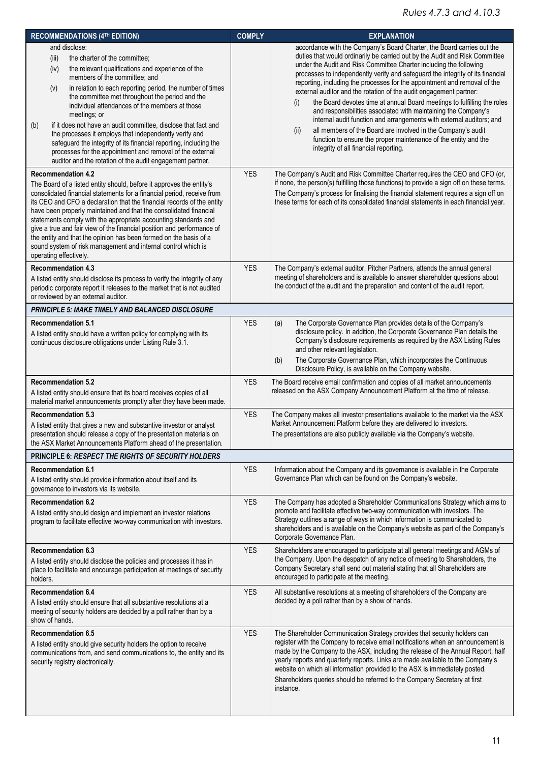*Rules 4.7.3 and 4.10.3*

| RECOMMENDATIONS (4TH EDITION) | COMPLY | EXPLANATION |
|---|---|---|
| and disclose:<br>(iii) the charter of the committee;<br>(iv) the relevant qualifications and experience of the members of the committee; and<br>(v) in relation to each reporting period, the number of times the committee met throughout the period and the individual attendances of the members at those meetings; or<br>(b) if it does not have an audit committee, disclose that fact and the processes it employs that independently verify and safeguard the integrity of its financial reporting, including the processes for the appointment and removal of the external auditor and the rotation of the audit engagement partner. | | accordance with the Company's Board Charter, the Board carries out the duties that would ordinarily be carried out by the Audit and Risk Committee under the Audit and Risk Committee Charter including the following processes to independently verify and safeguard the integrity of its financial reporting, including the processes for the appointment and removal of the external auditor and the rotation of the audit engagement partner:<br>(i) the Board devotes time at annual Board meetings to fulfilling the roles and responsibilities associated with maintaining the Company's internal audit function and arrangements with external auditors; and<br>(ii) all members of the Board are involved in the Company's audit function to ensure the proper maintenance of the entity and the integrity of all financial reporting. |
| **Recommendation 4.2**<br>The Board of a listed entity should, before it approves the entity's consolidated financial statements for a financial period, receive from its CEO and CFO a declaration that the financial records of the entity have been properly maintained and that the consolidated financial statements comply with the appropriate accounting standards and give a true and fair view of the financial position and performance of the entity and that the opinion has been formed on the basis of a sound system of risk management and internal control which is operating effectively. | YES | The Company's Audit and Risk Committee Charter requires the CEO and CFO (or, if none, the person(s) fulfilling those functions) to provide a sign off on these terms.<br>The Company's process for finalising the financial statement requires a sign off on these terms for each of its consolidated financial statements in each financial year. |
| **Recommendation 4.3**<br>A listed entity should disclose its process to verify the integrity of any periodic corporate report it releases to the market that is not audited or reviewed by an external auditor. | YES | The Company's external auditor, Pitcher Partners, attends the annual general meeting of shareholders and is available to answer shareholder questions about the conduct of the audit and the preparation and content of the audit report. |
| ***PRINCIPLE 5: MAKE TIMELY AND BALANCED DISCLOSURE*** | | |
| **Recommendation 5.1**<br>A listed entity should have a written policy for complying with its continuous disclosure obligations under Listing Rule 3.1. | YES | (a) The Corporate Governance Plan provides details of the Company's disclosure policy. In addition, the Corporate Governance Plan details the Company's disclosure requirements as required by the ASX Listing Rules and other relevant legislation.<br>(b) The Corporate Governance Plan, which incorporates the Continuous Disclosure Policy, is available on the Company website. |
| **Recommendation 5.2**<br>A listed entity should ensure that its board receives copies of all material market announcements promptly after they have been made. | YES | The Board receive email confirmation and copies of all market announcements released on the ASX Company Announcement Platform at the time of release. |
| **Recommendation 5.3**<br>A listed entity that gives a new and substantive investor or analyst presentation should release a copy of the presentation materials on the ASX Market Announcements Platform ahead of the presentation. | YES | The Company makes all investor presentations available to the market via the ASX Market Announcement Platform before they are delivered to investors.<br>The presentations are also publicly available via the Company's website. |
| **PRINCIPLE 6: *RESPECT THE RIGHTS OF SECURITY HOLDERS*** | | |
| **Recommendation 6.1**<br>A listed entity should provide information about itself and its governance to investors via its website. | YES | Information about the Company and its governance is available in the Corporate Governance Plan which can be found on the Company's website. |
| **Recommendation 6.2**<br>A listed entity should design and implement an investor relations program to facilitate effective two-way communication with investors. | YES | The Company has adopted a Shareholder Communications Strategy which aims to promote and facilitate effective two-way communication with investors. The Strategy outlines a range of ways in which information is communicated to shareholders and is available on the Company's website as part of the Company's Corporate Governance Plan. |
| **Recommendation 6.3**<br>A listed entity should disclose the policies and processes it has in place to facilitate and encourage participation at meetings of security holders. | YES | Shareholders are encouraged to participate at all general meetings and AGMs of the Company. Upon the despatch of any notice of meeting to Shareholders, the Company Secretary shall send out material stating that all Shareholders are encouraged to participate at the meeting. |
| **Recommendation 6.4**<br>A listed entity should ensure that all substantive resolutions at a meeting of security holders are decided by a poll rather than by a show of hands. | YES | All substantive resolutions at a meeting of shareholders of the Company are decided by a poll rather than by a show of hands. |
| **Recommendation 6.5**<br>A listed entity should give security holders the option to receive communications from, and send communications to, the entity and its security registry electronically. | YES | The Shareholder Communication Strategy provides that security holders can register with the Company to receive email notifications when an announcement is made by the Company to the ASX, including the release of the Annual Report, half yearly reports and quarterly reports. Links are made available to the Company's website on which all information provided to the ASX is immediately posted.<br>Shareholders queries should be referred to the Company Secretary at first instance. |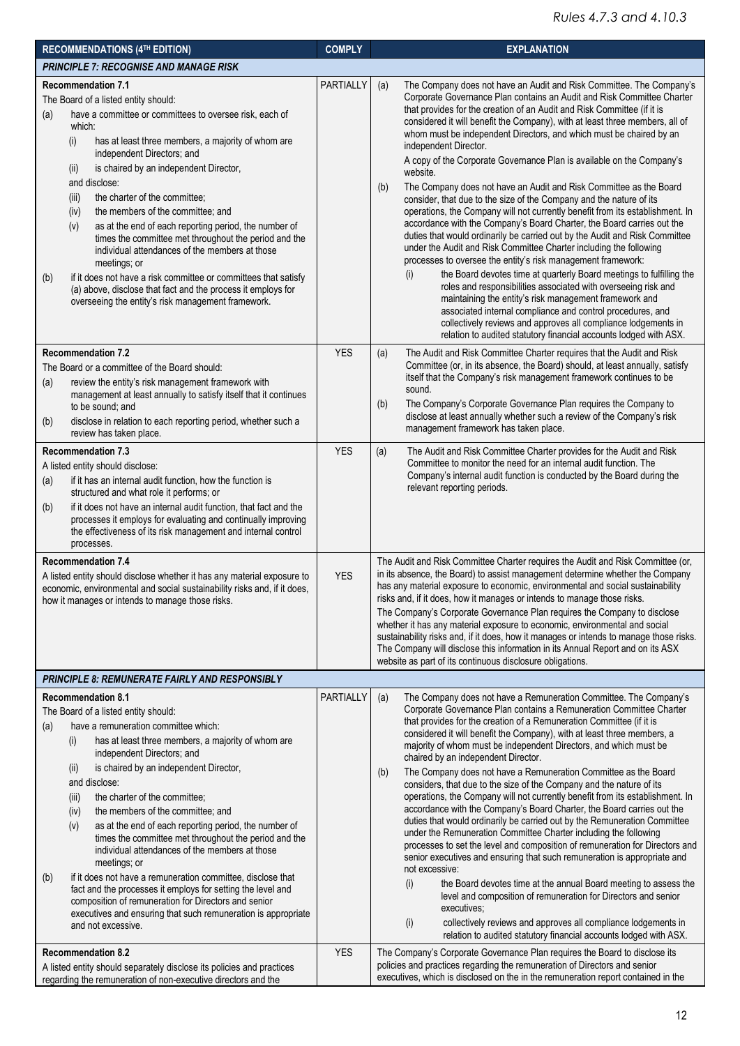*Rules 4.7.3 and 4.10.3*

| RECOMMENDATIONS (4TH EDITION) | COMPLY | EXPLANATION |
|---|---|---|
| ***PRINCIPLE 7: RECOGNISE AND MANAGE RISK*** | | |
| **Recommendation 7.1**<br>The Board of a listed entity should:<br>(a) have a committee or committees to oversee risk, each of which:<br>(i) has at least three members, a majority of whom are independent Directors; and<br>(ii) is chaired by an independent Director,<br>and disclose:<br>(iii) the charter of the committee;<br>(iv) the members of the committee; and<br>(v) as at the end of each reporting period, the number of times the committee met throughout the period and the individual attendances of the members at those meetings; or<br>(b) if it does not have a risk committee or committees that satisfy (a) above, disclose that fact and the process it employs for overseeing the entity's risk management framework. | PARTIALLY | (a) The Company does not have an Audit and Risk Committee. The Company's Corporate Governance Plan contains an Audit and Risk Committee Charter that provides for the creation of an Audit and Risk Committee (if it is considered it will benefit the Company), with at least three members, all of whom must be independent Directors, and which must be chaired by an independent Director.<br>A copy of the Corporate Governance Plan is available on the Company's website.<br>(b) The Company does not have an Audit and Risk Committee as the Board consider, that due to the size of the Company and the nature of its operations, the Company will not currently benefit from its establishment. In accordance with the Company's Board Charter, the Board carries out the duties that would ordinarily be carried out by the Audit and Risk Committee under the Audit and Risk Committee Charter including the following processes to oversee the entity's risk management framework:<br>(i) the Board devotes time at quarterly Board meetings to fulfilling the roles and responsibilities associated with overseeing risk and maintaining the entity's risk management framework and associated internal compliance and control procedures, and collectively reviews and approves all compliance lodgements in relation to audited statutory financial accounts lodged with ASX. |
| **Recommendation 7.2**<br>The Board or a committee of the Board should:<br>(a) review the entity's risk management framework with management at least annually to satisfy itself that it continues to be sound; and<br>(b) disclose in relation to each reporting period, whether such a review has taken place. | YES | (a) The Audit and Risk Committee Charter requires that the Audit and Risk Committee (or, in its absence, the Board) should, at least annually, satisfy itself that the Company's risk management framework continues to be sound.<br>(b) The Company's Corporate Governance Plan requires the Company to disclose at least annually whether such a review of the Company's risk management framework has taken place. |
| **Recommendation 7.3**<br>A listed entity should disclose:<br>(a) if it has an internal audit function, how the function is structured and what role it performs; or<br>(b) if it does not have an internal audit function, that fact and the processes it employs for evaluating and continually improving the effectiveness of its risk management and internal control processes. | YES | (a) The Audit and Risk Committee Charter provides for the Audit and Risk Committee to monitor the need for an internal audit function. The Company's internal audit function is conducted by the Board during the relevant reporting periods. |
| **Recommendation 7.4**<br>A listed entity should disclose whether it has any material exposure to economic, environmental and social sustainability risks and, if it does, how it manages or intends to manage those risks. | YES | The Audit and Risk Committee Charter requires the Audit and Risk Committee (or, in its absence, the Board) to assist management determine whether the Company has any material exposure to economic, environmental and social sustainability risks and, if it does, how it manages or intends to manage those risks.<br>The Company's Corporate Governance Plan requires the Company to disclose whether it has any material exposure to economic, environmental and social sustainability risks and, if it does, how it manages or intends to manage those risks. The Company will disclose this information in its Annual Report and on its ASX website as part of its continuous disclosure obligations. |
| ***PRINCIPLE 8: REMUNERATE FAIRLY AND RESPONSIBLY*** | | |
| **Recommendation 8.1**<br>The Board of a listed entity should:<br>(a) have a remuneration committee which:<br>(i) has at least three members, a majority of whom are independent Directors; and<br>(ii) is chaired by an independent Director,<br>and disclose:<br>(iii) the charter of the committee;<br>(iv) the members of the committee; and<br>(v) as at the end of each reporting period, the number of times the committee met throughout the period and the individual attendances of the members at those meetings; or<br>(b) if it does not have a remuneration committee, disclose that fact and the processes it employs for setting the level and composition of remuneration for Directors and senior executives and ensuring that such remuneration is appropriate and not excessive. | PARTIALLY | (a) The Company does not have a Remuneration Committee. The Company's Corporate Governance Plan contains a Remuneration Committee Charter that provides for the creation of a Remuneration Committee (if it is considered it will benefit the Company), with at least three members, a majority of whom must be independent Directors, and which must be chaired by an independent Director.<br>(b) The Company does not have a Remuneration Committee as the Board considers, that due to the size of the Company and the nature of its operations, the Company will not currently benefit from its establishment. In accordance with the Company's Board Charter, the Board carries out the duties that would ordinarily be carried out by the Remuneration Committee under the Remuneration Committee Charter including the following processes to set the level and composition of remuneration for Directors and senior executives and ensuring that such remuneration is appropriate and not excessive:<br>(i) the Board devotes time at the annual Board meeting to assess the level and composition of remuneration for Directors and senior executives;<br>(i) collectively reviews and approves all compliance lodgements in relation to audited statutory financial accounts lodged with ASX. |
| **Recommendation 8.2**<br>A listed entity should separately disclose its policies and practices regarding the remuneration of non-executive directors and the | YES | The Company's Corporate Governance Plan requires the Board to disclose its policies and practices regarding the remuneration of Directors and senior executives, which is disclosed on the in the remuneration report contained in the |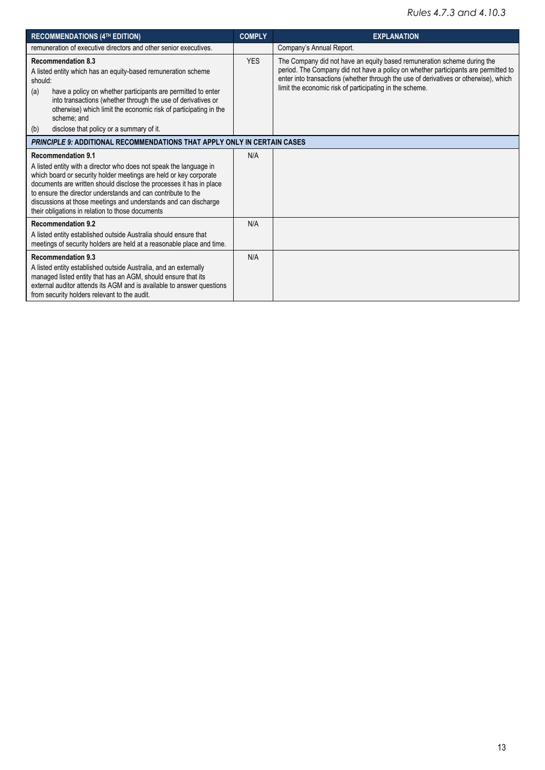*Rules 4.7.3 and 4.10.3*

| RECOMMENDATIONS (4TH EDITION) | COMPLY | EXPLANATION |
|---|---|---|
| remuneration of executive directors and other senior executives. | | Company's Annual Report. |
| **Recommendation 8.3**<br>A listed entity which has an equity-based remuneration scheme should:<br>(a) have a policy on whether participants are permitted to enter into transactions (whether through the use of derivatives or otherwise) which limit the economic risk of participating in the scheme; and<br>(b) disclose that policy or a summary of it. | YES | The Company did not have an equity based remuneration scheme during the period. The Company did not have a policy on whether participants are permitted to enter into transactions (whether through the use of derivatives or otherwise), which limit the economic risk of participating in the scheme. |
| ***PRINCIPLE 9:* ADDITIONAL RECOMMENDATIONS THAT APPLY ONLY IN CERTAIN CASES** | | |
| **Recommendation 9.1**<br>A listed entity with a director who does not speak the language in which board or security holder meetings are held or key corporate documents are written should disclose the processes it has in place to ensure the director understands and can contribute to the discussions at those meetings and understands and can discharge their obligations in relation to those documents | N/A | |
| **Recommendation 9.2**<br>A listed entity established outside Australia should ensure that meetings of security holders are held at a reasonable place and time. | N/A | |
| **Recommendation 9.3**<br>A listed entity established outside Australia, and an externally managed listed entity that has an AGM, should ensure that its external auditor attends its AGM and is available to answer questions from security holders relevant to the audit. | N/A | |